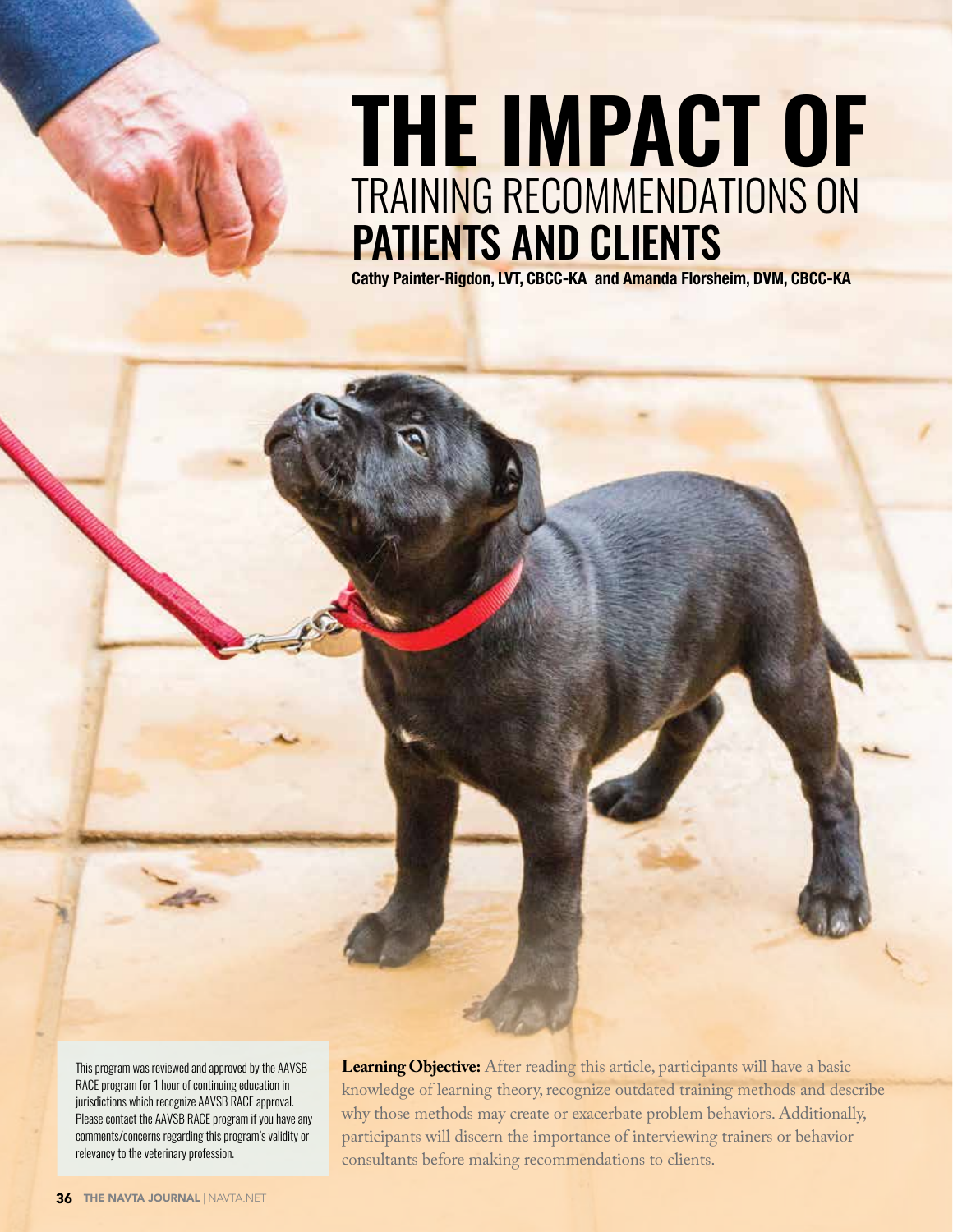# THE IMPACT OF TRAINING RECOMMENDATIONS ON PATIENTS AND CLIENTS

**Cathy Painter-Rigdon, LVT, CBCC-KA and Amanda Florsheim, DVM, CBCC-KA**

This program was reviewed and approved by the AAVSB RACE program for 1 hour of continuing education in jurisdictions which recognize AAVSB RACE approval. Please contact the AAVSB RACE program if you have any comments/concerns regarding this program's validity or relevancy to the veterinary profession.

**Learning Objective:** After reading this article, participants will have a basic knowledge of learning theory, recognize outdated training methods and describe why those methods may create or exacerbate problem behaviors. Additionally, participants will discern the importance of interviewing trainers or behavior consultants before making recommendations to clients.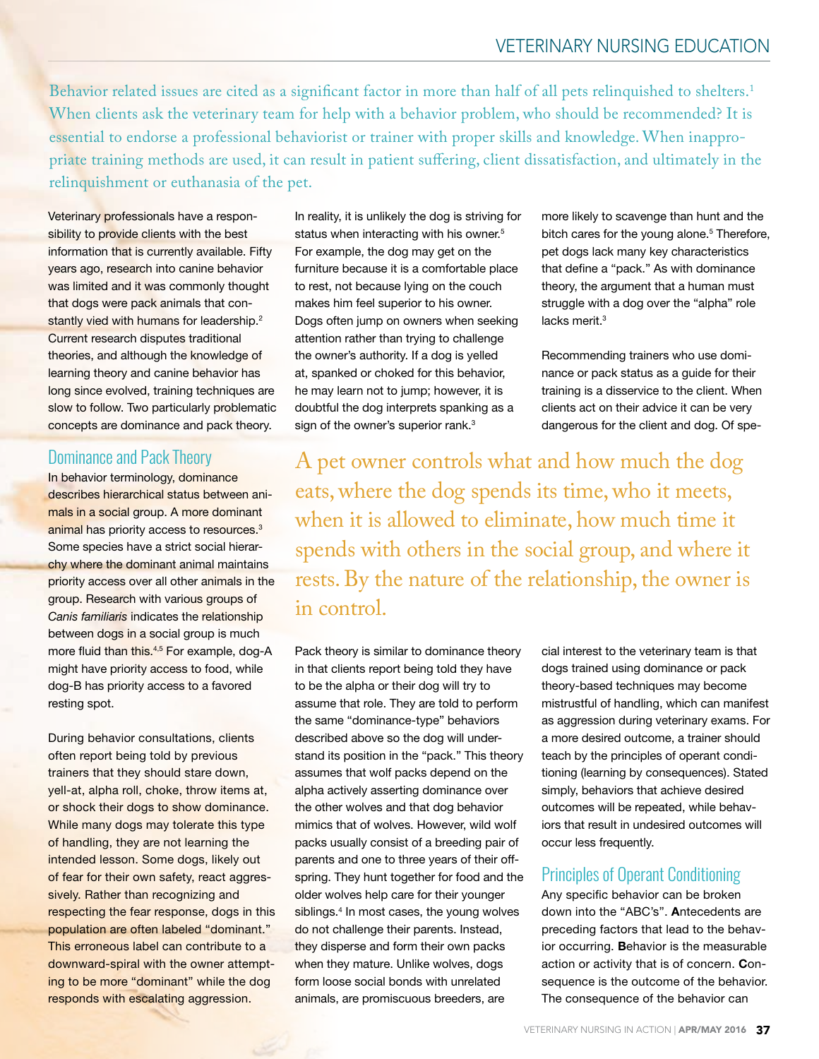Behavior related issues are cited as a significant factor in more than half of all pets relinquished to shelters.[1] When clients ask the veterinary team for help with a behavior problem, who should be recommended? It is essential to endorse a professional behaviorist or trainer with proper skills and knowledge. When inappropriate training methods are used, it can result in patient suffering, client dissatisfaction, and ultimately in the relinquishment or euthanasia of the pet.

Veterinary professionals have a responsibility to provide clients with the best information that is currently available. Fifty years ago, research into canine behavior was limited and it was commonly thought that dogs were pack animals that constantly vied with humans for leadership.[2] Current research disputes traditional theories, and although the knowledge of learning theory and canine behavior has long since evolved, training techniques are slow to follow. Two particularly problematic concepts are dominance and pack theory.

## Dominance and Pack Theory

In behavior terminology, dominance describes hierarchical status between animals in a social group. A more dominant animal has priority access to resources.[3] Some species have a strict social hierarchy where the dominant animal maintains priority access over all other animals in the group. Research with various groups of *Canis familiaris* indicates the relationship between dogs in a social group is much more fluid than this.[4,5] For example, dog-A might have priority access to food, while dog-B has priority access to a favored resting spot.

During behavior consultations, clients often report being told by previous trainers that they should stare down, yell-at, alpha roll, choke, throw items at, or shock their dogs to show dominance. While many dogs may tolerate this type of handling, they are not learning the intended lesson. Some dogs, likely out of fear for their own safety, react aggressively. Rather than recognizing and respecting the fear response, dogs in this population are often labeled "dominant." This erroneous label can contribute to a downward-spiral with the owner attempting to be more "dominant" while the dog responds with escalating aggression.

In reality, it is unlikely the dog is striving for status when interacting with his owner.[5] For example, the dog may get on the furniture because it is a comfortable place to rest, not because lying on the couch makes him feel superior to his owner. Dogs often jump on owners when seeking attention rather than trying to challenge the owner's authority. If a dog is yelled at, spanked or choked for this behavior, he may learn not to jump; however, it is doubtful the dog interprets spanking as a sign of the owner's superior rank.[3]

> A pet owner controls what and how much the dog eats, where the dog spends its time, who it meets, when it is allowed to eliminate, how much time it spends with others in the social group, and where it rests. By the nature of the relationship, the owner is in control.

Pack theory is similar to dominance theory in that clients report being told they have to be the alpha or their dog will try to assume that role. They are told to perform the same "dominance-type" behaviors described above so the dog will understand its position in the "pack." This theory assumes that wolf packs depend on the alpha actively asserting dominance over the other wolves and that dog behavior mimics that of wolves. However, wild wolf packs usually consist of a breeding pair of parents and one to three years of their offspring. They hunt together for food and the older wolves help care for their younger siblings.[4] In most cases, the young wolves do not challenge their parents. Instead, they disperse and form their own packs when they mature. Unlike wolves, dogs form loose social bonds with unrelated animals, are promiscuous breeders, are more likely to scavenge than hunt and the bitch cares for the young alone.[5] Therefore, pet dogs lack many key characteristics that define a "pack." As with dominance theory, the argument that a human must struggle with a dog over the "alpha" role lacks merit.[3]

Recommending trainers who use dominance or pack status as a guide for their training is a disservice to the client. When clients act on their advice it can be very dangerous for the client and dog. Of special interest to the veterinary team is that dogs trained using dominance or pack theory-based techniques may become mistrustful of handling, which can manifest as aggression during veterinary exams. For a more desired outcome, a trainer should teach by the principles of operant conditioning (learning by consequences). Stated simply, behaviors that achieve desired outcomes will be repeated, while behaviors that result in undesired outcomes will occur less frequently.

## Principles of Operant Conditioning

Any specific behavior can be broken down into the "ABC's". **A**ntecedents are preceding factors that lead to the behavior occurring. **B**ehavior is the measurable action or activity that is of concern. **C**onsequence is the outcome of the behavior. The consequence of the behavior can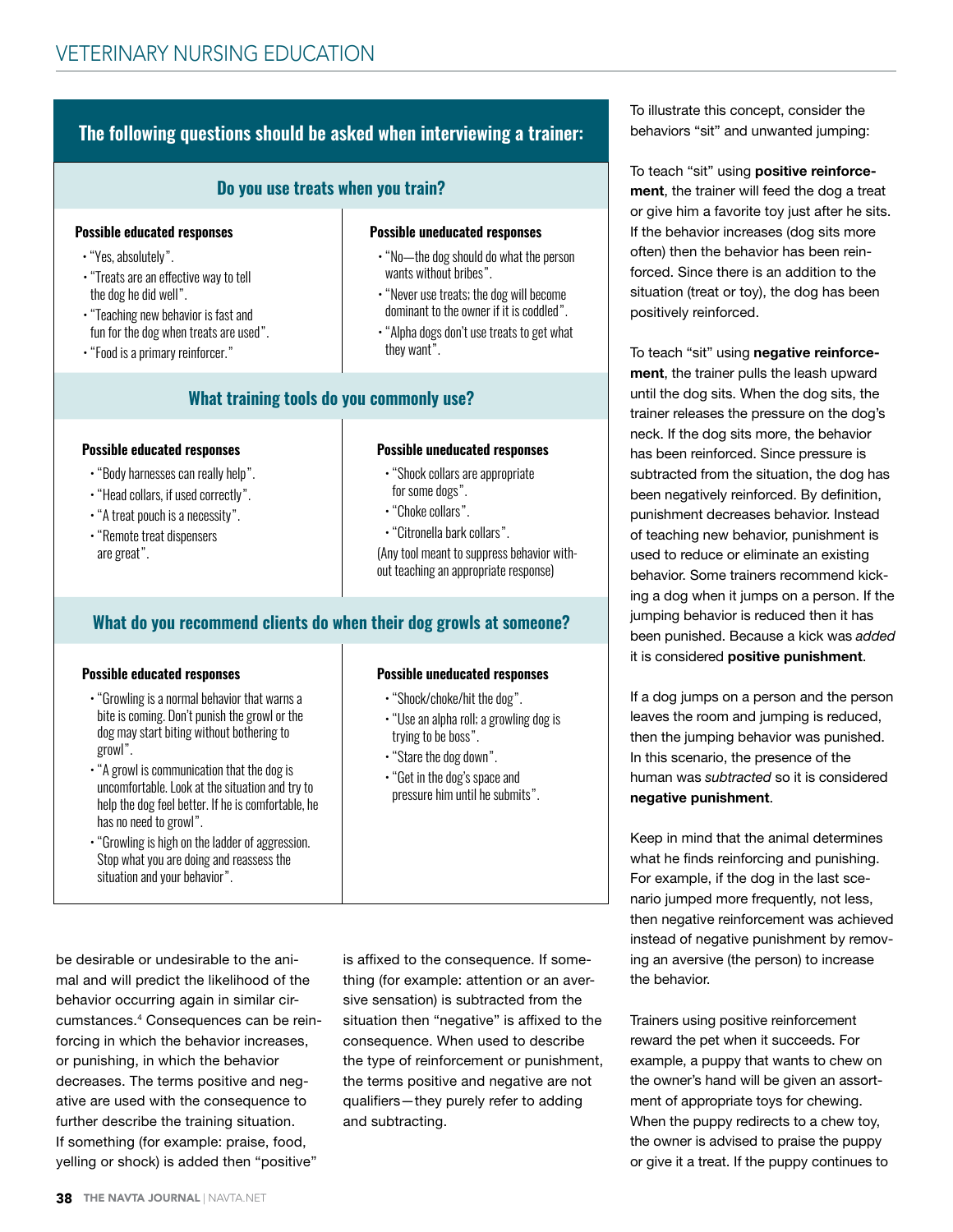## The following questions should be asked when interviewing a trainer:

### Do you use treats when you train?

| Possible educated responses | Possible uneducated responses |
| --- | --- |
| • "Yes, absolutely".<br>• "Treats are an effective way to tell the dog he did well".<br>• "Teaching new behavior is fast and fun for the dog when treats are used".<br>• "Food is a primary reinforcer." | • "No—the dog should do what the person wants without bribes".<br>• "Never use treats; the dog will become dominant to the owner if it is coddled".<br>• "Alpha dogs don't use treats to get what they want". |

### What training tools do you commonly use?

| Possible educated responses | Possible uneducated responses |
| --- | --- |
| • "Body harnesses can really help".<br>• "Head collars, if used correctly".<br>• "A treat pouch is a necessity".<br>• "Remote treat dispensers are great". | • "Shock collars are appropriate for some dogs".<br>• "Choke collars".<br>• "Citronella bark collars".<br>(Any tool meant to suppress behavior without teaching an appropriate response) |

### What do you recommend clients do when their dog growls at someone?

| Possible educated responses | Possible uneducated responses |
| --- | --- |
| • "Growling is a normal behavior that warns a bite is coming. Don't punish the growl or the dog may start biting without bothering to growl".<br>• "A growl is communication that the dog is uncomfortable. Look at the situation and try to help the dog feel better. If he is comfortable, he has no need to growl".<br>• "Growling is high on the ladder of aggression. Stop what you are doing and reassess the situation and your behavior". | • "Shock/choke/hit the dog".<br>• "Use an alpha roll; a growling dog is trying to be boss".<br>• "Stare the dog down".<br>• "Get in the dog's space and pressure him until he submits". |

be desirable or undesirable to the animal and will predict the likelihood of the behavior occurring again in similar circumstances.[4] Consequences can be reinforcing in which the behavior increases, or punishing, in which the behavior decreases. The terms positive and negative are used with the consequence to further describe the training situation. If something (for example: praise, food, yelling or shock) is added then "positive" is affixed to the consequence. If something (for example: attention or an aversive sensation) is subtracted from the situation then "negative" is affixed to the consequence. When used to describe the type of reinforcement or punishment, the terms positive and negative are not qualifiers—they purely refer to adding and subtracting.

To illustrate this concept, consider the behaviors "sit" and unwanted jumping:

To teach "sit" using **positive reinforcement**, the trainer will feed the dog a treat or give him a favorite toy just after he sits. If the behavior increases (dog sits more often) then the behavior has been reinforced. Since there is an addition to the situation (treat or toy), the dog has been positively reinforced.

To teach "sit" using **negative reinforcement**, the trainer pulls the leash upward until the dog sits. When the dog sits, the trainer releases the pressure on the dog's neck. If the dog sits more, the behavior has been reinforced. Since pressure is subtracted from the situation, the dog has been negatively reinforced. By definition, punishment decreases behavior. Instead of teaching new behavior, punishment is used to reduce or eliminate an existing behavior. Some trainers recommend kicking a dog when it jumps on a person. If the jumping behavior is reduced then it has been punished. Because a kick was *added* it is considered **positive punishment**.

If a dog jumps on a person and the person leaves the room and jumping is reduced, then the jumping behavior was punished. In this scenario, the presence of the human was *subtracted* so it is considered **negative punishment**.

Keep in mind that the animal determines what he finds reinforcing and punishing. For example, if the dog in the last scenario jumped more frequently, not less, then negative reinforcement was achieved instead of negative punishment by removing an aversive (the person) to increase the behavior.

Trainers using positive reinforcement reward the pet when it succeeds. For example, a puppy that wants to chew on the owner's hand will be given an assortment of appropriate toys for chewing. When the puppy redirects to a chew toy, the owner is advised to praise the puppy or give it a treat. If the puppy continues to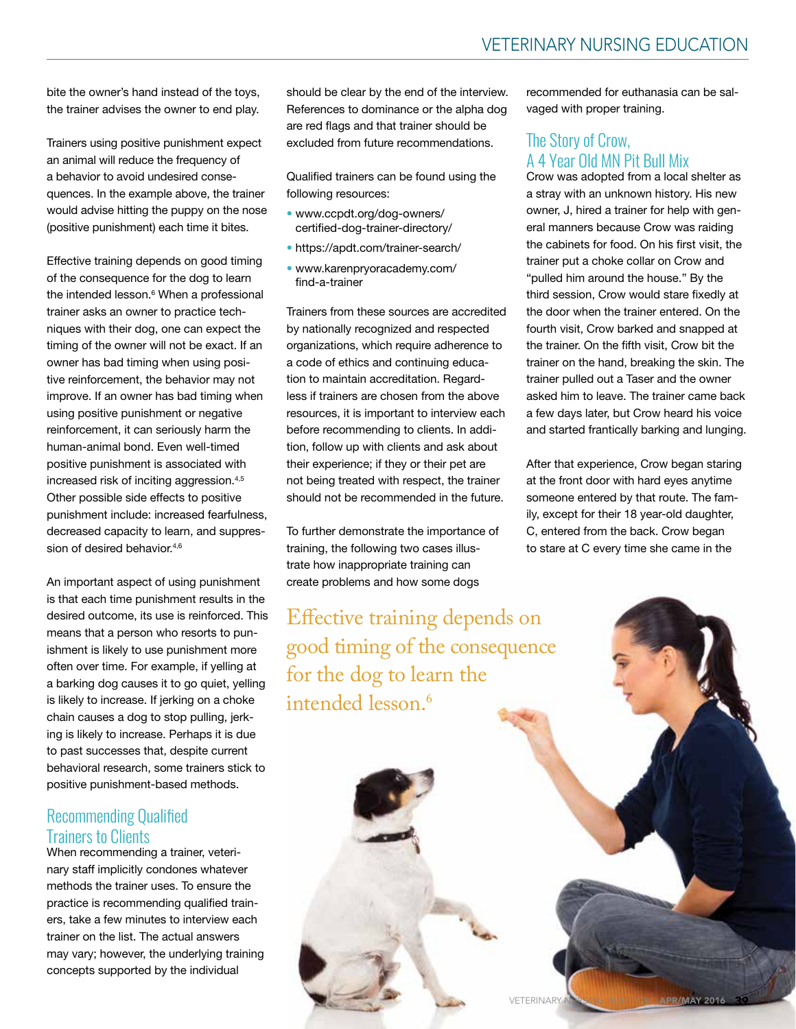bite the owner's hand instead of the toys, the trainer advises the owner to end play.

Trainers using positive punishment expect an animal will reduce the frequency of a behavior to avoid undesired consequences. In the example above, the trainer would advise hitting the puppy on the nose (positive punishment) each time it bites.

Effective training depends on good timing of the consequence for the dog to learn the intended lesson.[6] When a professional trainer asks an owner to practice techniques with their dog, one can expect the timing of the owner will not be exact. If an owner has bad timing when using positive reinforcement, the behavior may not improve. If an owner has bad timing when using positive punishment or negative reinforcement, it can seriously harm the human-animal bond. Even well-timed positive punishment is associated with increased risk of inciting aggression.[4,5] Other possible side effects to positive punishment include: increased fearfulness, decreased capacity to learn, and suppression of desired behavior.[4,6]

An important aspect of using punishment is that each time punishment results in the desired outcome, its use is reinforced. This means that a person who resorts to punishment is likely to use punishment more often over time. For example, if yelling at a barking dog causes it to go quiet, yelling is likely to increase. If jerking on a choke chain causes a dog to stop pulling, jerking is likely to increase. Perhaps it is due to past successes that, despite current behavioral research, some trainers stick to positive punishment-based methods.

## Recommending Qualified Trainers to Clients

When recommending a trainer, veterinary staff implicitly condones whatever methods the trainer uses. To ensure the practice is recommending qualified trainers, take a few minutes to interview each trainer on the list. The actual answers may vary; however, the underlying training concepts supported by the individual should be clear by the end of the interview. References to dominance or the alpha dog are red flags and that trainer should be excluded from future recommendations.

Qualified trainers can be found using the following resources:

- www.ccpdt.org/dog-owners/certified-dog-trainer-directory/
- https://apdt.com/trainer-search/
- www.karenpryoracademy.com/find-a-trainer

Trainers from these sources are accredited by nationally recognized and respected organizations, which require adherence to a code of ethics and continuing education to maintain accreditation. Regardless if trainers are chosen from the above resources, it is important to interview each before recommending to clients. In addition, follow up with clients and ask about their experience; if they or their pet are not being treated with respect, the trainer should not be recommended in the future.

To further demonstrate the importance of training, the following two cases illustrate how inappropriate training can create problems and how some dogs recommended for euthanasia can be salvaged with proper training.

> Effective training depends on good timing of the consequence for the dog to learn the intended lesson.[6]

## The Story of Crow, A 4 Year Old MN Pit Bull Mix

Crow was adopted from a local shelter as a stray with an unknown history. His new owner, J, hired a trainer for help with general manners because Crow was raiding the cabinets for food. On his first visit, the trainer put a choke collar on Crow and "pulled him around the house." By the third session, Crow would stare fixedly at the door when the trainer entered. On the fourth visit, Crow barked and snapped at the trainer. On the fifth visit, Crow bit the trainer on the hand, breaking the skin. The trainer pulled out a Taser and the owner asked him to leave. The trainer came back a few days later, but Crow heard his voice and started frantically barking and lunging.

After that experience, Crow began staring at the front door with hard eyes anytime someone entered by that route. The family, except for their 18 year-old daughter, C, entered from the back. Crow began to stare at C every time she came in the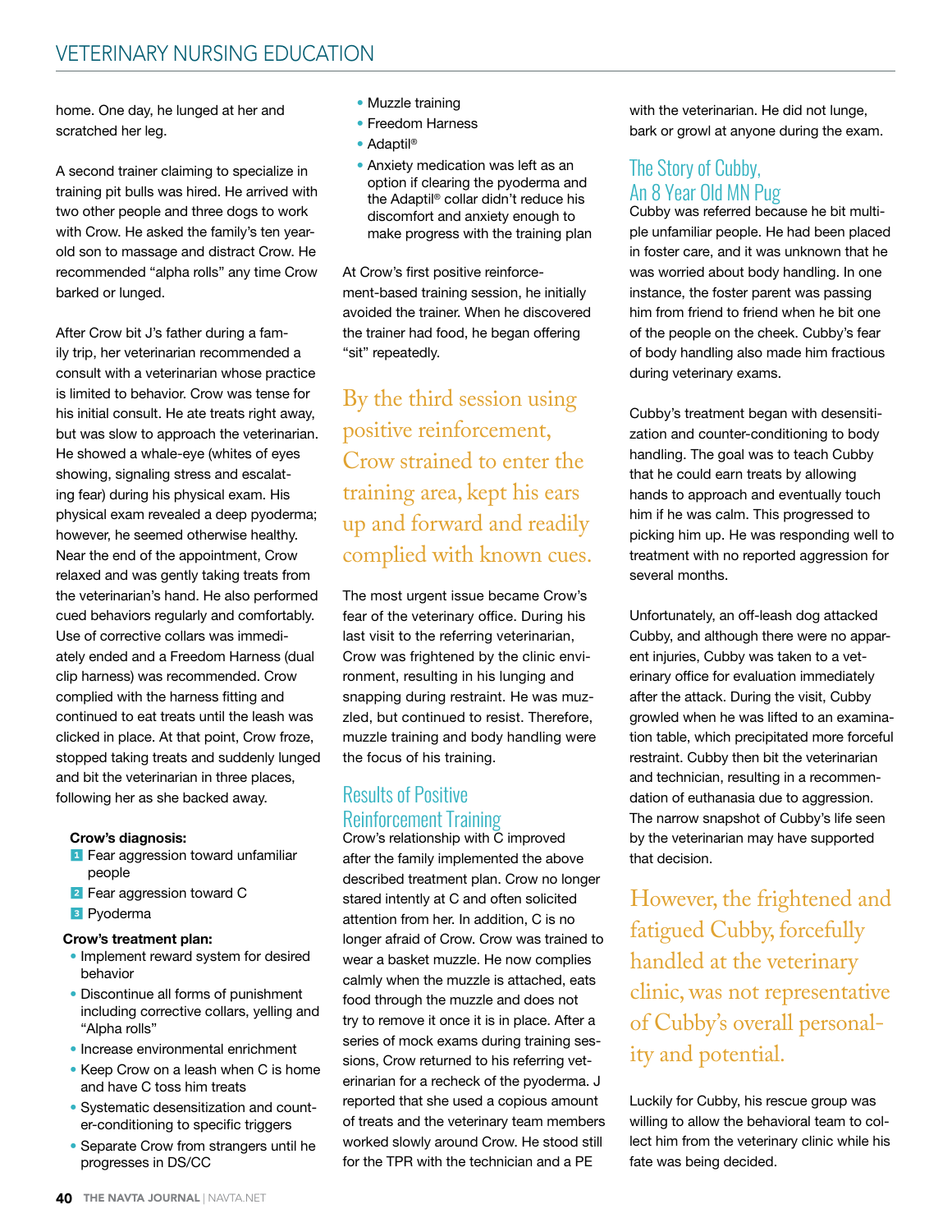home. One day, he lunged at her and scratched her leg.

A second trainer claiming to specialize in training pit bulls was hired. He arrived with two other people and three dogs to work with Crow. He asked the family's ten year-old son to massage and distract Crow. He recommended "alpha rolls" any time Crow barked or lunged.

After Crow bit J's father during a family trip, her veterinarian recommended a consult with a veterinarian whose practice is limited to behavior. Crow was tense for his initial consult. He ate treats right away, but was slow to approach the veterinarian. He showed a whale-eye (whites of eyes showing, signaling stress and escalating fear) during his physical exam. His physical exam revealed a deep pyoderma; however, he seemed otherwise healthy. Near the end of the appointment, Crow relaxed and was gently taking treats from the veterinarian's hand. He also performed cued behaviors regularly and comfortably. Use of corrective collars was immediately ended and a Freedom Harness (dual clip harness) was recommended. Crow complied with the harness fitting and continued to eat treats until the leash was clicked in place. At that point, Crow froze, stopped taking treats and suddenly lunged and bit the veterinarian in three places, following her as she backed away.

**Crow's diagnosis:**

1. Fear aggression toward unfamiliar people
2. Fear aggression toward C
3. Pyoderma

**Crow's treatment plan:**

- Implement reward system for desired behavior
- Discontinue all forms of punishment including corrective collars, yelling and "Alpha rolls"
- Increase environmental enrichment
- Keep Crow on a leash when C is home and have C toss him treats
- Systematic desensitization and counter-conditioning to specific triggers
- Separate Crow from strangers until he progresses in DS/CC
- Muzzle training
- Freedom Harness
- Adaptil®
- Anxiety medication was left as an option if clearing the pyoderma and the Adaptil® collar didn't reduce his discomfort and anxiety enough to make progress with the training plan

At Crow's first positive reinforcement-based training session, he initially avoided the trainer. When he discovered the trainer had food, he began offering "sit" repeatedly.

> By the third session using positive reinforcement, Crow strained to enter the training area, kept his ears up and forward and readily complied with known cues.

The most urgent issue became Crow's fear of the veterinary office. During his last visit to the referring veterinarian, Crow was frightened by the clinic environment, resulting in his lunging and snapping during restraint. He was muzzled, but continued to resist. Therefore, muzzle training and body handling were the focus of his training.

## Results of Positive Reinforcement Training

Crow's relationship with C improved after the family implemented the above described treatment plan. Crow no longer stared intently at C and often solicited attention from her. In addition, C is no longer afraid of Crow. Crow was trained to wear a basket muzzle. He now complies calmly when the muzzle is attached, eats food through the muzzle and does not try to remove it once it is in place. After a series of mock exams during training sessions, Crow returned to his referring veterinarian for a recheck of the pyoderma. J reported that she used a copious amount of treats and the veterinary team members worked slowly around Crow. He stood still for the TPR with the technician and a PE with the veterinarian. He did not lunge, bark or growl at anyone during the exam.

## The Story of Cubby, An 8 Year Old MN Pug

Cubby was referred because he bit multiple unfamiliar people. He had been placed in foster care, and it was unknown that he was worried about body handling. In one instance, the foster parent was passing him from friend to friend when he bit one of the people on the cheek. Cubby's fear of body handling also made him fractious during veterinary exams.

Cubby's treatment began with desensitization and counter-conditioning to body handling. The goal was to teach Cubby that he could earn treats by allowing hands to approach and eventually touch him if he was calm. This progressed to picking him up. He was responding well to treatment with no reported aggression for several months.

Unfortunately, an off-leash dog attacked Cubby, and although there were no apparent injuries, Cubby was taken to a veterinary office for evaluation immediately after the attack. During the visit, Cubby growled when he was lifted to an examination table, which precipitated more forceful restraint. Cubby then bit the veterinarian and technician, resulting in a recommendation of euthanasia due to aggression. The narrow snapshot of Cubby's life seen by the veterinarian may have supported that decision.

> However, the frightened and fatigued Cubby, forcefully handled at the veterinary clinic, was not representative of Cubby's overall personality and potential.

Luckily for Cubby, his rescue group was willing to allow the behavioral team to collect him from the veterinary clinic while his fate was being decided.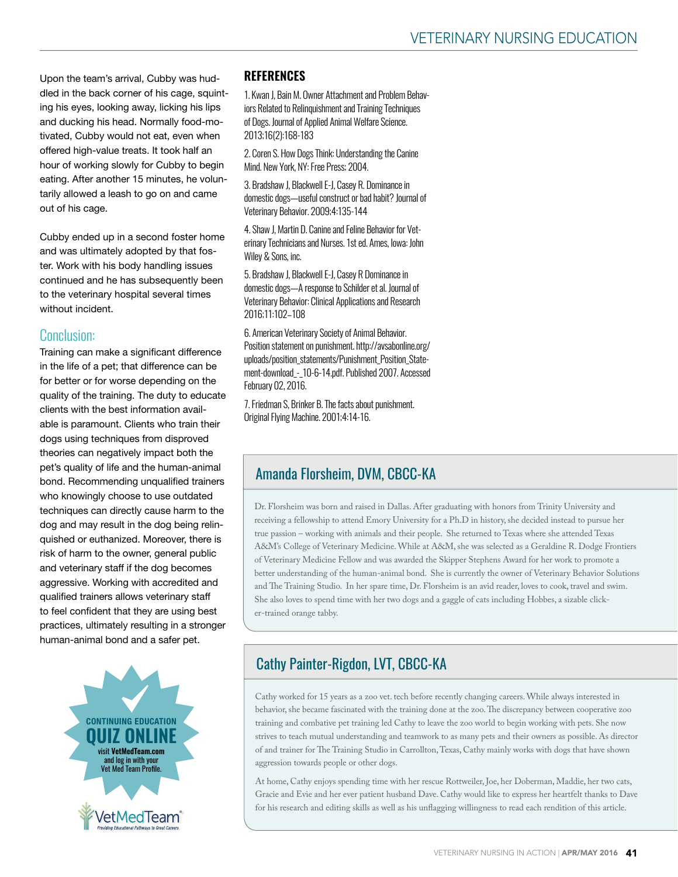Upon the team's arrival, Cubby was huddled in the back corner of his cage, squinting his eyes, looking away, licking his lips and ducking his head. Normally food-motivated, Cubby would not eat, even when offered high-value treats. It took half an hour of working slowly for Cubby to begin eating. After another 15 minutes, he voluntarily allowed a leash to go on and came out of his cage.

Cubby ended up in a second foster home and was ultimately adopted by that foster. Work with his body handling issues continued and he has subsequently been to the veterinary hospital several times without incident.

## Conclusion:

Training can make a significant difference in the life of a pet; that difference can be for better or for worse depending on the quality of the training. The duty to educate clients with the best information available is paramount. Clients who train their dogs using techniques from disproved theories can negatively impact both the pet's quality of life and the human-animal bond. Recommending unqualified trainers who knowingly choose to use outdated techniques can directly cause harm to the dog and may result in the dog being relinquished or euthanized. Moreover, there is risk of harm to the owner, general public and veterinary staff if the dog becomes aggressive. Working with accredited and qualified trainers allows veterinary staff to feel confident that they are using best practices, ultimately resulting in a stronger human-animal bond and a safer pet.

CONTINUING EDUCATION
**QUIZ ONLINE**
visit **VetMedTeam.com** and log in with your Vet Med Team Profile.

VetMedTeam
Providing Educational Pathways to Great Careers

## REFERENCES

1. Kwan J, Bain M. Owner Attachment and Problem Behaviors Related to Relinquishment and Training Techniques of Dogs. Journal of Applied Animal Welfare Science. 2013;16(2):168-183

2. Coren S. How Dogs Think: Understanding the Canine Mind. New York, NY: Free Press; 2004.

3. Bradshaw J, Blackwell E-J, Casey R. Dominance in domestic dogs—useful construct or bad habit? Journal of Veterinary Behavior. 2009;4:135-144

4. Shaw J, Martin D. Canine and Feline Behavior for Veterinary Technicians and Nurses. 1st ed. Ames, Iowa: John Wiley & Sons, inc.

5. Bradshaw J, Blackwell E-J, Casey R Dominance in domestic dogs—A response to Schilder et al. Journal of Veterinary Behavior: Clinical Applications and Research 2016;11:102–108

6. American Veterinary Society of Animal Behavior. Position statement on punishment. http://avsabonline.org/uploads/position_statements/Punishment_Position_Statement-download_-_10-6-14.pdf. Published 2007. Accessed February 02, 2016.

7. Friedman S, Brinker B. The facts about punishment. Original Flying Machine. 2001;4:14-16.

## Amanda Florsheim, DVM, CBCC-KA

Dr. Florsheim was born and raised in Dallas. After graduating with honors from Trinity University and receiving a fellowship to attend Emory University for a Ph.D in history, she decided instead to pursue her true passion – working with animals and their people. She returned to Texas where she attended Texas A&M's College of Veterinary Medicine. While at A&M, she was selected as a Geraldine R. Dodge Frontiers of Veterinary Medicine Fellow and was awarded the Skipper Stephens Award for her work to promote a better understanding of the human-animal bond. She is currently the owner of Veterinary Behavior Solutions and The Training Studio. In her spare time, Dr. Florsheim is an avid reader, loves to cook, travel and swim. She also loves to spend time with her two dogs and a gaggle of cats including Hobbes, a sizable clicker-trained orange tabby.

## Cathy Painter-Rigdon, LVT, CBCC-KA

Cathy worked for 15 years as a zoo vet. tech before recently changing careers. While always interested in behavior, she became fascinated with the training done at the zoo. The discrepancy between cooperative zoo training and combative pet training led Cathy to leave the zoo world to begin working with pets. She now strives to teach mutual understanding and teamwork to as many pets and their owners as possible. As director of and trainer for The Training Studio in Carrollton, Texas, Cathy mainly works with dogs that have shown aggression towards people or other dogs.

At home, Cathy enjoys spending time with her rescue Rottweiler, Joe, her Doberman, Maddie, her two cats, Gracie and Evie and her ever patient husband Dave. Cathy would like to express her heartfelt thanks to Dave for his research and editing skills as well as his unflagging willingness to read each rendition of this article.